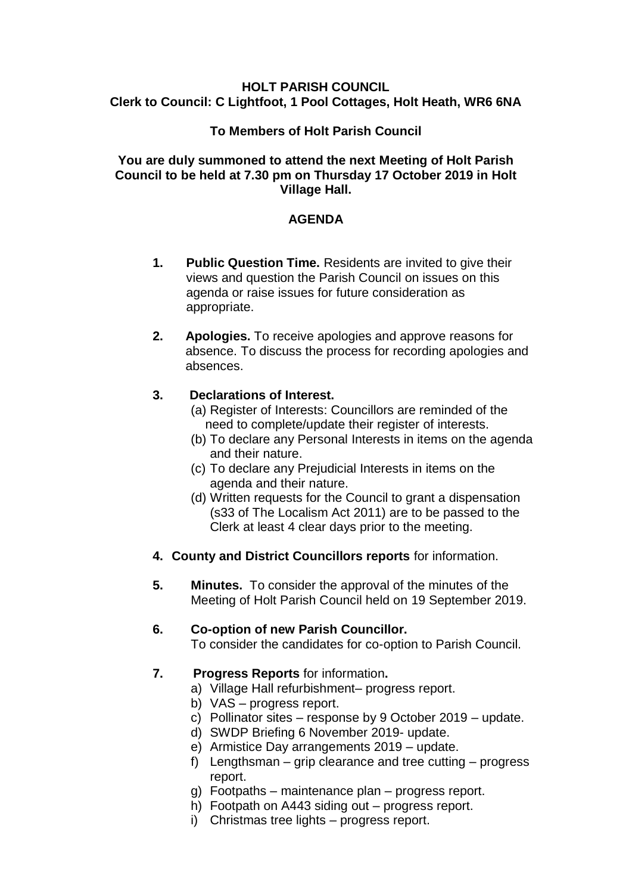**HOLT PARISH COUNCIL**
**Clerk to Council: C Lightfoot, 1 Pool Cottages, Holt Heath, WR6 6NA**

**To Members of Holt Parish Council**

**You are duly summoned to attend the next Meeting of Holt Parish Council to be held at 7.30 pm on Thursday 17 October 2019 in Holt Village Hall.**

## AGENDA

1. **Public Question Time.** Residents are invited to give their views and question the Parish Council on issues on this agenda or raise issues for future consideration as appropriate.

2. **Apologies.** To receive apologies and approve reasons for absence. To discuss the process for recording apologies and absences.

3. **Declarations of Interest.**
   (a) Register of Interests: Councillors are reminded of the need to complete/update their register of interests.
   (b) To declare any Personal Interests in items on the agenda and their nature.
   (c) To declare any Prejudicial Interests in items on the agenda and their nature.
   (d) Written requests for the Council to grant a dispensation (s33 of The Localism Act 2011) are to be passed to the Clerk at least 4 clear days prior to the meeting.

4. **County and District Councillors reports** for information.

5. **Minutes.** To consider the approval of the minutes of the Meeting of Holt Parish Council held on 19 September 2019.

6. **Co-option of new Parish Councillor.**
   To consider the candidates for co-option to Parish Council.

7. **Progress Reports** for information**.**
   a) Village Hall refurbishment– progress report.
   b) VAS – progress report.
   c) Pollinator sites – response by 9 October 2019 – update.
   d) SWDP Briefing 6 November 2019- update.
   e) Armistice Day arrangements 2019 – update.
   f) Lengthsman – grip clearance and tree cutting – progress report.
   g) Footpaths – maintenance plan – progress report.
   h) Footpath on A443 siding out – progress report.
   i) Christmas tree lights – progress report.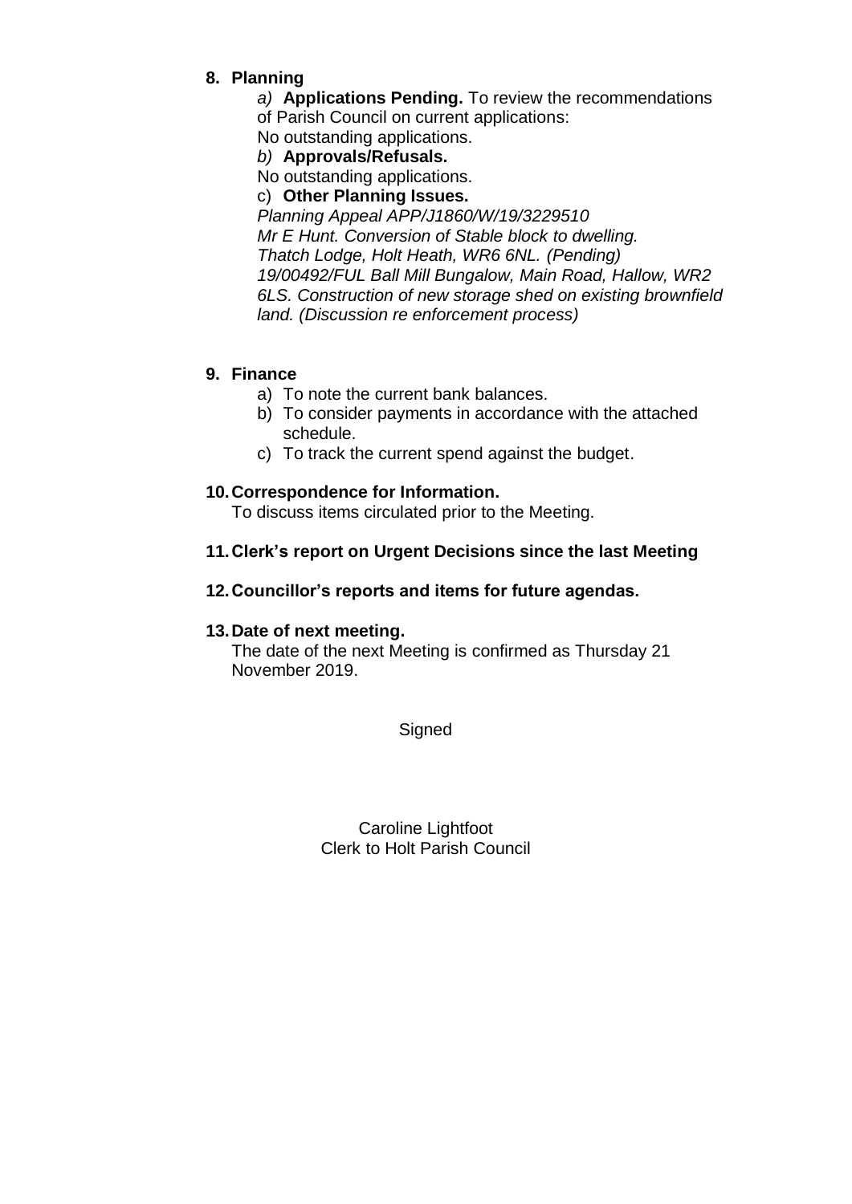**8. Planning**

*a)* **Applications Pending.** To review the recommendations of Parish Council on current applications:
No outstanding applications.

*b)* **Approvals/Refusals.**
No outstanding applications.

c) **Other Planning Issues.**
*Planning Appeal APP/J1860/W/19/3229510*
*Mr E Hunt. Conversion of Stable block to dwelling.*
*Thatch Lodge, Holt Heath, WR6 6NL. (Pending)*
*19/00492/FUL Ball Mill Bungalow, Main Road, Hallow, WR2 6LS. Construction of new storage shed on existing brownfield land. (Discussion re enforcement process)*

**9. Finance**

a) To note the current bank balances.
b) To consider payments in accordance with the attached schedule.
c) To track the current spend against the budget.

**10. Correspondence for Information.**
To discuss items circulated prior to the Meeting.

**11. Clerk's report on Urgent Decisions since the last Meeting**

**12. Councillor's reports and items for future agendas.**

**13. Date of next meeting.**
The date of the next Meeting is confirmed as Thursday 21 November 2019.

Signed

Caroline Lightfoot
Clerk to Holt Parish Council